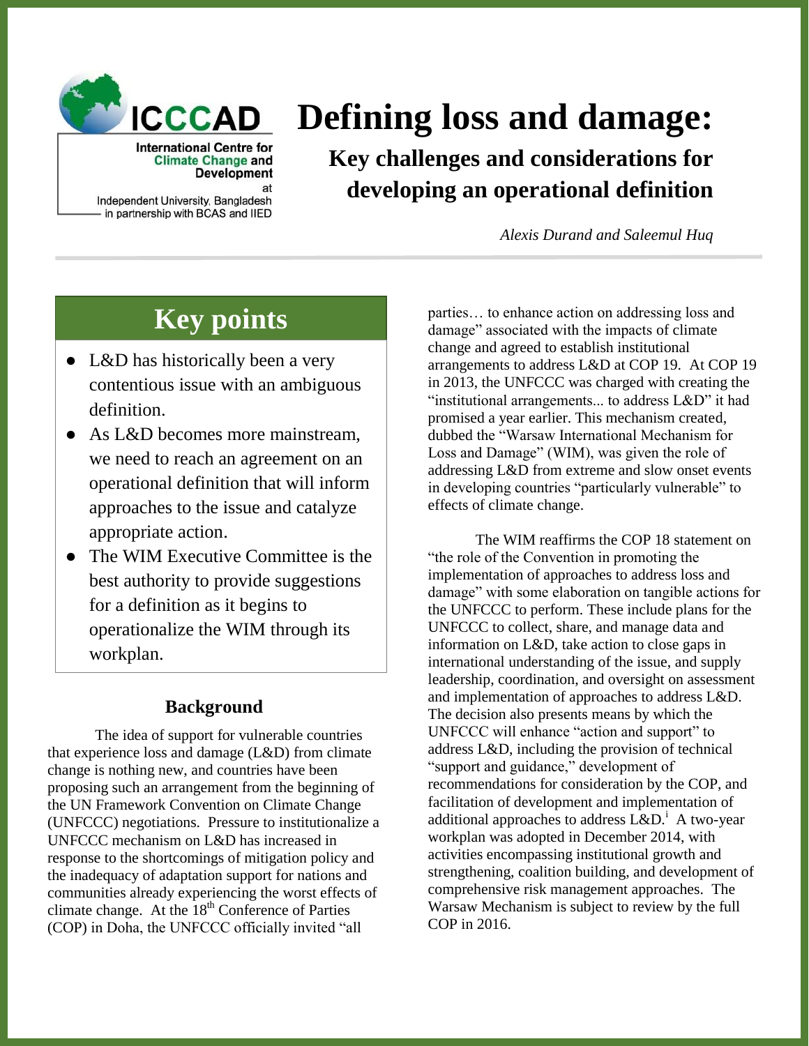ICCCAD

International Centre for Climate Change and Development at Independent University, Bangladesh in partnership with BCAS and IIED

# Defining loss and damage:

## Key challenges and considerations for developing an operational definition

*Alexis Durand and Saleemul Huq*

## Key points

- L&D has historically been a very contentious issue with an ambiguous definition.
- As L&D becomes more mainstream, we need to reach an agreement on an operational definition that will inform approaches to the issue and catalyze appropriate action.
- The WIM Executive Committee is the best authority to provide suggestions for a definition as it begins to operationalize the WIM through its workplan.

### Background

The idea of support for vulnerable countries that experience loss and damage (L&D) from climate change is nothing new, and countries have been proposing such an arrangement from the beginning of the UN Framework Convention on Climate Change (UNFCCC) negotiations. Pressure to institutionalize a UNFCCC mechanism on L&D has increased in response to the shortcomings of mitigation policy and the inadequacy of adaptation support for nations and communities already experiencing the worst effects of climate change. At the 18th Conference of Parties (COP) in Doha, the UNFCCC officially invited "all parties… to enhance action on addressing loss and damage" associated with the impacts of climate change and agreed to establish institutional arrangements to address L&D at COP 19. At COP 19 in 2013, the UNFCCC was charged with creating the "institutional arrangements... to address L&D" it had promised a year earlier. This mechanism created, dubbed the "Warsaw International Mechanism for Loss and Damage" (WIM), was given the role of addressing L&D from extreme and slow onset events in developing countries "particularly vulnerable" to effects of climate change.

The WIM reaffirms the COP 18 statement on "the role of the Convention in promoting the implementation of approaches to address loss and damage" with some elaboration on tangible actions for the UNFCCC to perform. These include plans for the UNFCCC to collect, share, and manage data and information on L&D, take action to close gaps in international understanding of the issue, and supply leadership, coordination, and oversight on assessment and implementation of approaches to address L&D. The decision also presents means by which the UNFCCC will enhance "action and support" to address L&D, including the provision of technical "support and guidance," development of recommendations for consideration by the COP, and facilitation of development and implementation of additional approaches to address L&D.[i] A two-year workplan was adopted in December 2014, with activities encompassing institutional growth and strengthening, coalition building, and development of comprehensive risk management approaches. The Warsaw Mechanism is subject to review by the full COP in 2016.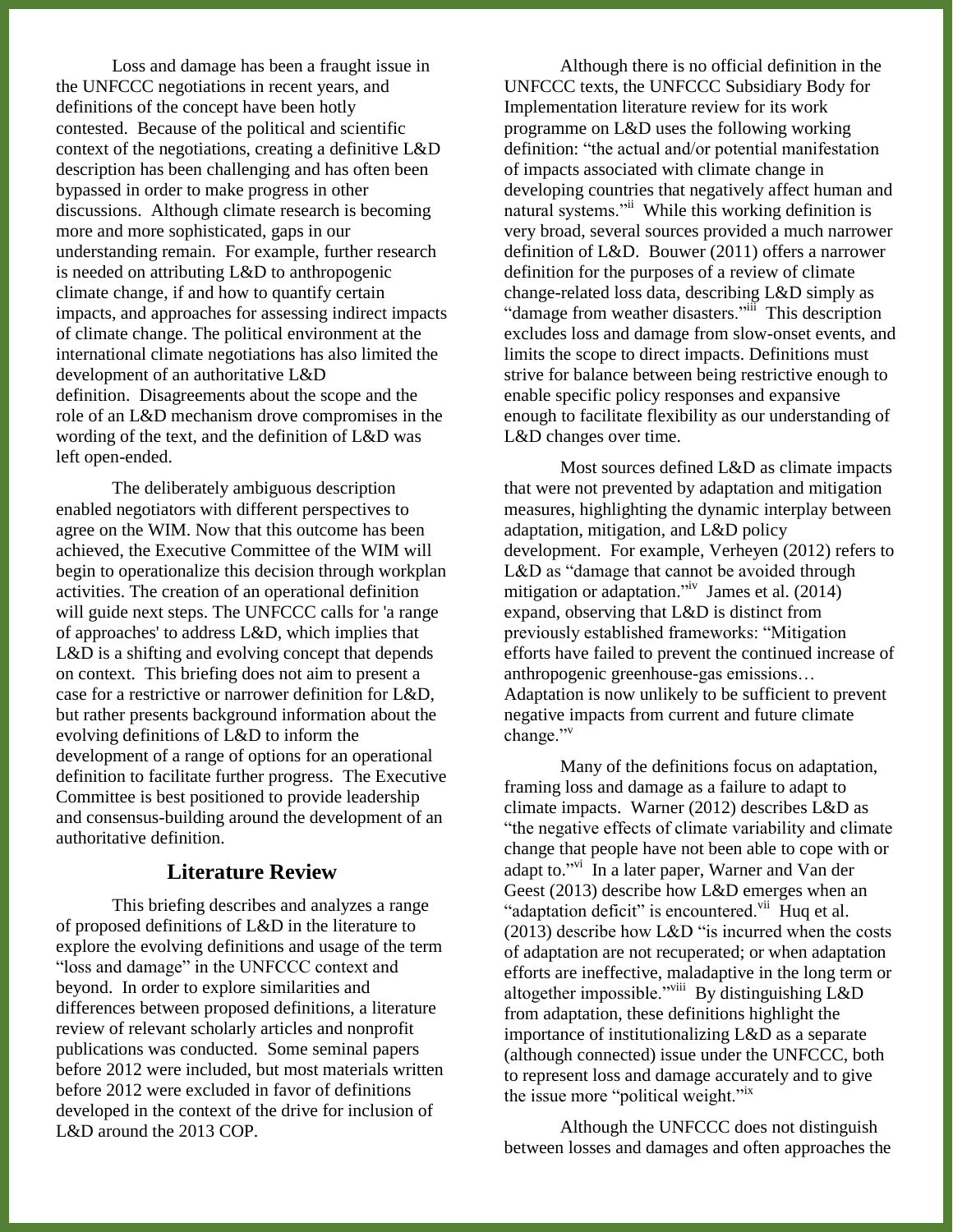Loss and damage has been a fraught issue in the UNFCCC negotiations in recent years, and definitions of the concept have been hotly contested. Because of the political and scientific context of the negotiations, creating a definitive L&D description has been challenging and has often been bypassed in order to make progress in other discussions. Although climate research is becoming more and more sophisticated, gaps in our understanding remain. For example, further research is needed on attributing L&D to anthropogenic climate change, if and how to quantify certain impacts, and approaches for assessing indirect impacts of climate change. The political environment at the international climate negotiations has also limited the development of an authoritative L&D definition. Disagreements about the scope and the role of an L&D mechanism drove compromises in the wording of the text, and the definition of L&D was left open-ended.

The deliberately ambiguous description enabled negotiators with different perspectives to agree on the WIM. Now that this outcome has been achieved, the Executive Committee of the WIM will begin to operationalize this decision through workplan activities. The creation of an operational definition will guide next steps. The UNFCCC calls for 'a range of approaches' to address L&D, which implies that L&D is a shifting and evolving concept that depends on context. This briefing does not aim to present a case for a restrictive or narrower definition for L&D, but rather presents background information about the evolving definitions of L&D to inform the development of a range of options for an operational definition to facilitate further progress. The Executive Committee is best positioned to provide leadership and consensus-building around the development of an authoritative definition.

## Literature Review

This briefing describes and analyzes a range of proposed definitions of L&D in the literature to explore the evolving definitions and usage of the term "loss and damage" in the UNFCCC context and beyond. In order to explore similarities and differences between proposed definitions, a literature review of relevant scholarly articles and nonprofit publications was conducted. Some seminal papers before 2012 were included, but most materials written before 2012 were excluded in favor of definitions developed in the context of the drive for inclusion of L&D around the 2013 COP.

Although there is no official definition in the UNFCCC texts, the UNFCCC Subsidiary Body for Implementation literature review for its work programme on L&D uses the following working definition: "the actual and/or potential manifestation of impacts associated with climate change in developing countries that negatively affect human and natural systems."[ii] While this working definition is very broad, several sources provided a much narrower definition of L&D. Bouwer (2011) offers a narrower definition for the purposes of a review of climate change-related loss data, describing L&D simply as "damage from weather disasters."[iii] This description excludes loss and damage from slow-onset events, and limits the scope to direct impacts. Definitions must strive for balance between being restrictive enough to enable specific policy responses and expansive enough to facilitate flexibility as our understanding of L&D changes over time.

Most sources defined L&D as climate impacts that were not prevented by adaptation and mitigation measures, highlighting the dynamic interplay between adaptation, mitigation, and L&D policy development. For example, Verheyen (2012) refers to L&D as "damage that cannot be avoided through mitigation or adaptation."[iv] James et al. (2014) expand, observing that L&D is distinct from previously established frameworks: "Mitigation efforts have failed to prevent the continued increase of anthropogenic greenhouse-gas emissions… Adaptation is now unlikely to be sufficient to prevent negative impacts from current and future climate change."[v]

Many of the definitions focus on adaptation, framing loss and damage as a failure to adapt to climate impacts. Warner (2012) describes L&D as "the negative effects of climate variability and climate change that people have not been able to cope with or adapt to."[vi] In a later paper, Warner and Van der Geest (2013) describe how L&D emerges when an "adaptation deficit" is encountered.[vii] Huq et al. (2013) describe how L&D "is incurred when the costs of adaptation are not recuperated; or when adaptation efforts are ineffective, maladaptive in the long term or altogether impossible."[viii] By distinguishing L&D from adaptation, these definitions highlight the importance of institutionalizing L&D as a separate (although connected) issue under the UNFCCC, both to represent loss and damage accurately and to give the issue more "political weight."[ix]

Although the UNFCCC does not distinguish between losses and damages and often approaches the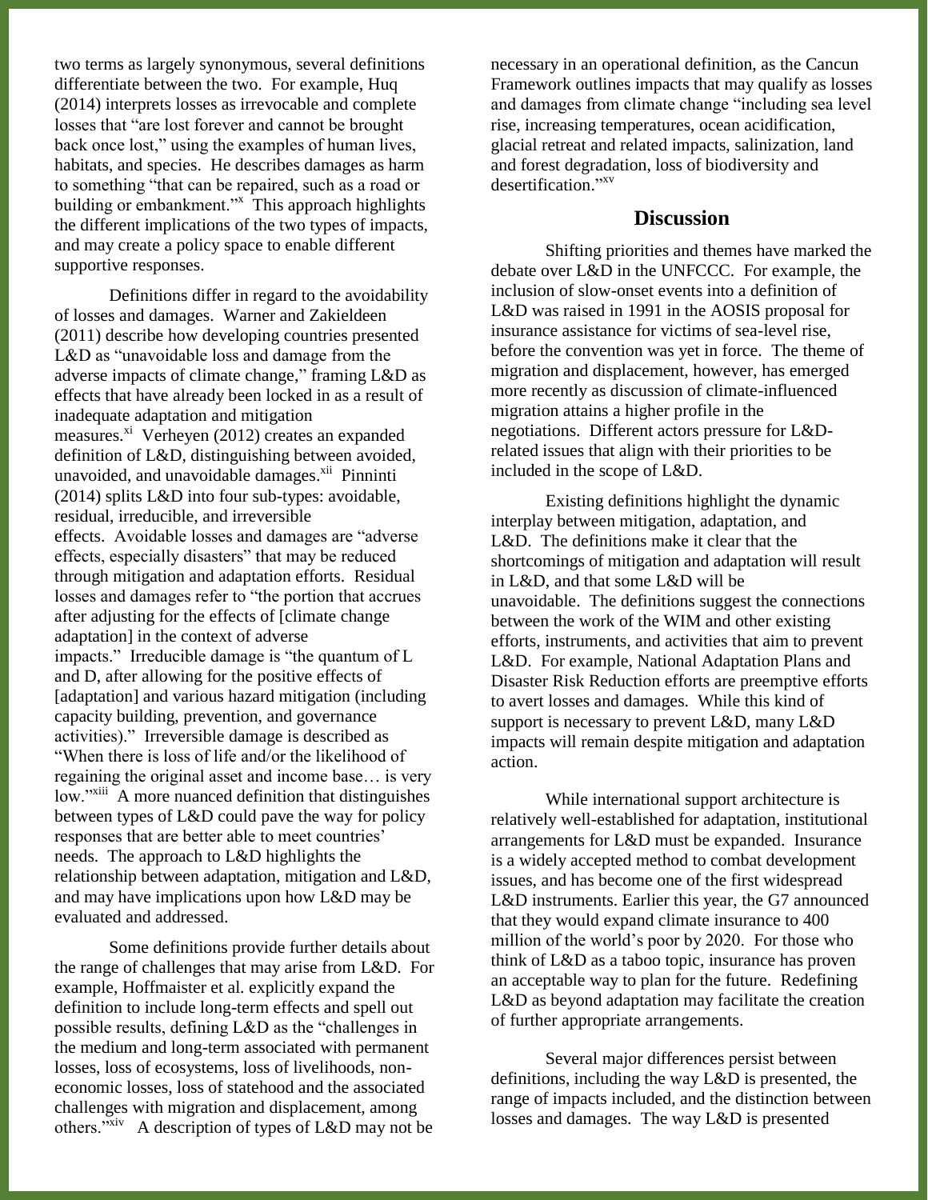two terms as largely synonymous, several definitions differentiate between the two. For example, Huq (2014) interprets losses as irrevocable and complete losses that "are lost forever and cannot be brought back once lost," using the examples of human lives, habitats, and species. He describes damages as harm to something "that can be repaired, such as a road or building or embankment."[x] This approach highlights the different implications of the two types of impacts, and may create a policy space to enable different supportive responses.

Definitions differ in regard to the avoidability of losses and damages. Warner and Zakieldeen (2011) describe how developing countries presented L&D as "unavoidable loss and damage from the adverse impacts of climate change," framing L&D as effects that have already been locked in as a result of inadequate adaptation and mitigation measures.[xi] Verheyen (2012) creates an expanded definition of L&D, distinguishing between avoided, unavoided, and unavoidable damages.[xii] Pinninti (2014) splits L&D into four sub-types: avoidable, residual, irreducible, and irreversible effects. Avoidable losses and damages are "adverse effects, especially disasters" that may be reduced through mitigation and adaptation efforts. Residual losses and damages refer to "the portion that accrues after adjusting for the effects of [climate change adaptation] in the context of adverse impacts." Irreducible damage is "the quantum of L and D, after allowing for the positive effects of [adaptation] and various hazard mitigation (including capacity building, prevention, and governance activities)." Irreversible damage is described as "When there is loss of life and/or the likelihood of regaining the original asset and income base… is very low."[xiii] A more nuanced definition that distinguishes between types of L&D could pave the way for policy responses that are better able to meet countries' needs. The approach to L&D highlights the relationship between adaptation, mitigation and L&D, and may have implications upon how L&D may be evaluated and addressed.

Some definitions provide further details about the range of challenges that may arise from L&D. For example, Hoffmaister et al. explicitly expand the definition to include long-term effects and spell out possible results, defining L&D as the "challenges in the medium and long-term associated with permanent losses, loss of ecosystems, loss of livelihoods, non-economic losses, loss of statehood and the associated challenges with migration and displacement, among others."[xiv] A description of types of L&D may not be necessary in an operational definition, as the Cancun Framework outlines impacts that may qualify as losses and damages from climate change "including sea level rise, increasing temperatures, ocean acidification, glacial retreat and related impacts, salinization, land and forest degradation, loss of biodiversity and desertification."[xv]

## Discussion

Shifting priorities and themes have marked the debate over L&D in the UNFCCC. For example, the inclusion of slow-onset events into a definition of L&D was raised in 1991 in the AOSIS proposal for insurance assistance for victims of sea-level rise, before the convention was yet in force. The theme of migration and displacement, however, has emerged more recently as discussion of climate-influenced migration attains a higher profile in the negotiations. Different actors pressure for L&D-related issues that align with their priorities to be included in the scope of L&D.

Existing definitions highlight the dynamic interplay between mitigation, adaptation, and L&D. The definitions make it clear that the shortcomings of mitigation and adaptation will result in L&D, and that some L&D will be unavoidable. The definitions suggest the connections between the work of the WIM and other existing efforts, instruments, and activities that aim to prevent L&D. For example, National Adaptation Plans and Disaster Risk Reduction efforts are preemptive efforts to avert losses and damages. While this kind of support is necessary to prevent L&D, many L&D impacts will remain despite mitigation and adaptation action.

While international support architecture is relatively well-established for adaptation, institutional arrangements for L&D must be expanded. Insurance is a widely accepted method to combat development issues, and has become one of the first widespread L&D instruments. Earlier this year, the G7 announced that they would expand climate insurance to 400 million of the world's poor by 2020. For those who think of L&D as a taboo topic, insurance has proven an acceptable way to plan for the future. Redefining L&D as beyond adaptation may facilitate the creation of further appropriate arrangements.

Several major differences persist between definitions, including the way L&D is presented, the range of impacts included, and the distinction between losses and damages. The way L&D is presented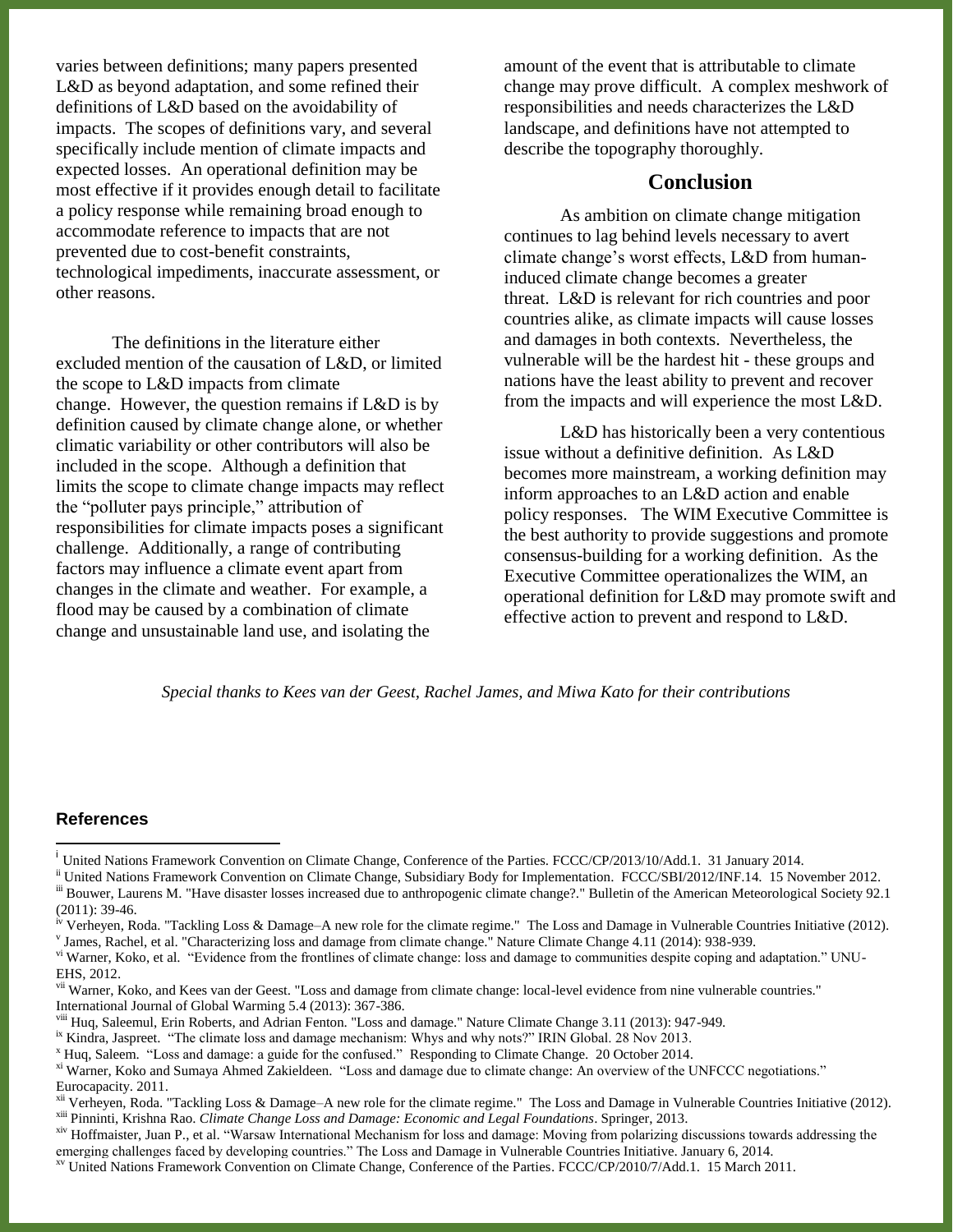varies between definitions; many papers presented L&D as beyond adaptation, and some refined their definitions of L&D based on the avoidability of impacts. The scopes of definitions vary, and several specifically include mention of climate impacts and expected losses. An operational definition may be most effective if it provides enough detail to facilitate a policy response while remaining broad enough to accommodate reference to impacts that are not prevented due to cost-benefit constraints, technological impediments, inaccurate assessment, or other reasons.

The definitions in the literature either excluded mention of the causation of L&D, or limited the scope to L&D impacts from climate change. However, the question remains if L&D is by definition caused by climate change alone, or whether climatic variability or other contributors will also be included in the scope. Although a definition that limits the scope to climate change impacts may reflect the "polluter pays principle," attribution of responsibilities for climate impacts poses a significant challenge. Additionally, a range of contributing factors may influence a climate event apart from changes in the climate and weather. For example, a flood may be caused by a combination of climate change and unsustainable land use, and isolating the amount of the event that is attributable to climate change may prove difficult. A complex meshwork of responsibilities and needs characterizes the L&D landscape, and definitions have not attempted to describe the topography thoroughly.

## Conclusion

As ambition on climate change mitigation continues to lag behind levels necessary to avert climate change's worst effects, L&D from human-induced climate change becomes a greater threat. L&D is relevant for rich countries and poor countries alike, as climate impacts will cause losses and damages in both contexts. Nevertheless, the vulnerable will be the hardest hit - these groups and nations have the least ability to prevent and recover from the impacts and will experience the most L&D.

L&D has historically been a very contentious issue without a definitive definition. As L&D becomes more mainstream, a working definition may inform approaches to an L&D action and enable policy responses. The WIM Executive Committee is the best authority to provide suggestions and promote consensus-building for a working definition. As the Executive Committee operationalizes the WIM, an operational definition for L&D may promote swift and effective action to prevent and respond to L&D.

*Special thanks to Kees van der Geest, Rachel James, and Miwa Kato for their contributions*

### References

[i] United Nations Framework Convention on Climate Change, Conference of the Parties. FCCC/CP/2013/10/Add.1. 31 January 2014.

[ii] United Nations Framework Convention on Climate Change, Subsidiary Body for Implementation. FCCC/SBI/2012/INF.14. 15 November 2012.

[iii] Bouwer, Laurens M. "Have disaster losses increased due to anthropogenic climate change?." Bulletin of the American Meteorological Society 92.1 (2011): 39-46.

[iv] Verheyen, Roda. "Tackling Loss & Damage–A new role for the climate regime." The Loss and Damage in Vulnerable Countries Initiative (2012).

[v] James, Rachel, et al. "Characterizing loss and damage from climate change." Nature Climate Change 4.11 (2014): 938-939.

[vi] Warner, Koko, et al. "Evidence from the frontlines of climate change: loss and damage to communities despite coping and adaptation." UNU-EHS, 2012.

[vii] Warner, Koko, and Kees van der Geest. "Loss and damage from climate change: local-level evidence from nine vulnerable countries." International Journal of Global Warming 5.4 (2013): 367-386.

[viii] Huq, Saleemul, Erin Roberts, and Adrian Fenton. "Loss and damage." Nature Climate Change 3.11 (2013): 947-949.

[ix] Kindra, Jaspreet. "The climate loss and damage mechanism: Whys and why nots?" IRIN Global. 28 Nov 2013.

[x] Huq, Saleem. "Loss and damage: a guide for the confused." Responding to Climate Change. 20 October 2014.

[xi] Warner, Koko and Sumaya Ahmed Zakieldeen. "Loss and damage due to climate change: An overview of the UNFCCC negotiations." Eurocapacity. 2011.

[xii] Verheyen, Roda. "Tackling Loss & Damage–A new role for the climate regime." The Loss and Damage in Vulnerable Countries Initiative (2012).

[xiii] Pinninti, Krishna Rao. *Climate Change Loss and Damage: Economic and Legal Foundations*. Springer, 2013.

[xiv] Hoffmaister, Juan P., et al. "Warsaw International Mechanism for loss and damage: Moving from polarizing discussions towards addressing the emerging challenges faced by developing countries." The Loss and Damage in Vulnerable Countries Initiative. January 6, 2014.

[xv] United Nations Framework Convention on Climate Change, Conference of the Parties. FCCC/CP/2010/7/Add.1. 15 March 2011.